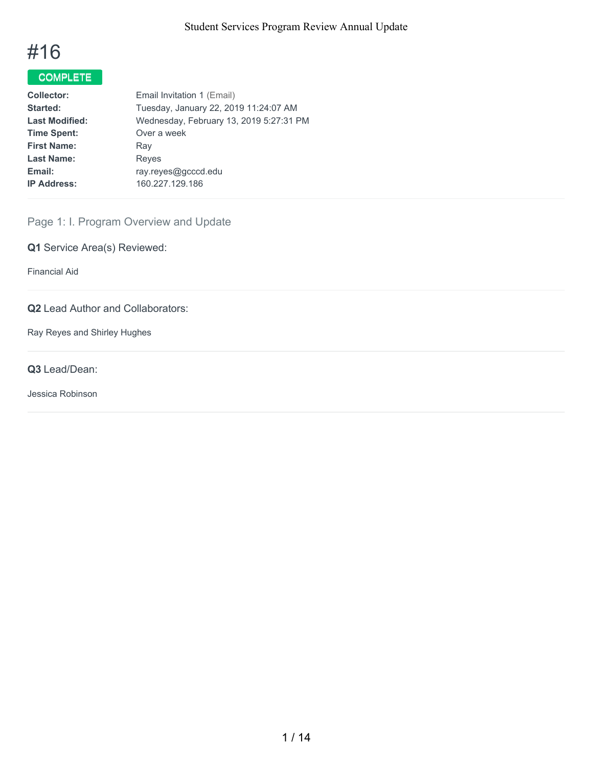# #16

**COMPLETE**

| | |
|---|---|
| **Collector:** | Email Invitation 1 (Email) |
| **Started:** | Tuesday, January 22, 2019 11:24:07 AM |
| **Last Modified:** | Wednesday, February 13, 2019 5:27:31 PM |
| **Time Spent:** | Over a week |
| **First Name:** | Ray |
| **Last Name:** | Reyes |
| **Email:** | ray.reyes@gcccd.edu |
| **IP Address:** | 160.227.129.186 |

## Page 1: I. Program Overview and Update

### Q1 Service Area(s) Reviewed:

Financial Aid

### Q2 Lead Author and Collaborators:

Ray Reyes and Shirley Hughes

### Q3 Lead/Dean:

Jessica Robinson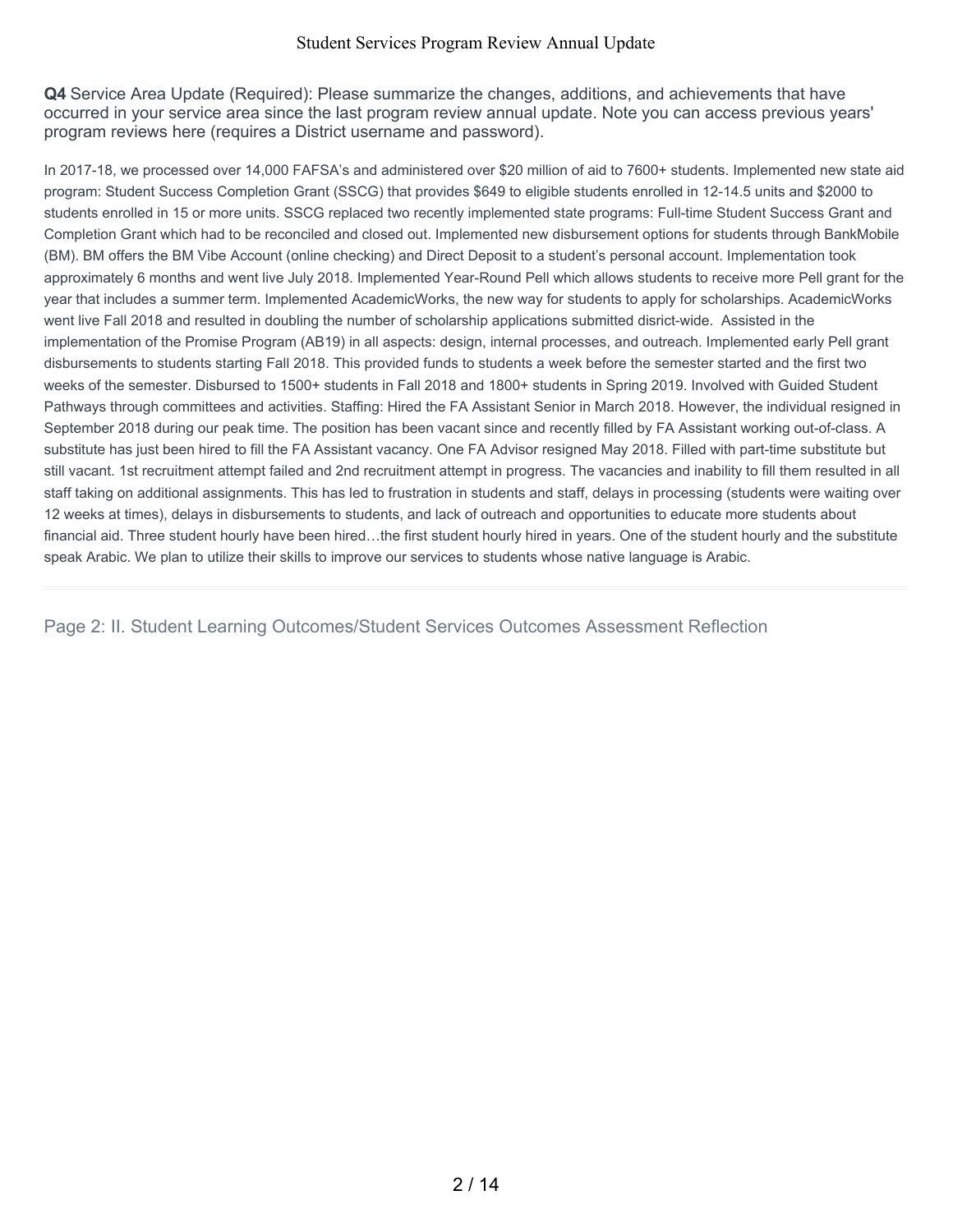**Q4** Service Area Update (Required): Please summarize the changes, additions, and achievements that have occurred in your service area since the last program review annual update. Note you can access previous years' program reviews here (requires a District username and password).

In 2017-18, we processed over 14,000 FAFSA's and administered over $20 million of aid to 7600+ students. Implemented new state aid program: Student Success Completion Grant (SSCG) that provides $649 to eligible students enrolled in 12-14.5 units and $2000 to students enrolled in 15 or more units. SSCG replaced two recently implemented state programs: Full-time Student Success Grant and Completion Grant which had to be reconciled and closed out. Implemented new disbursement options for students through BankMobile (BM). BM offers the BM Vibe Account (online checking) and Direct Deposit to a student's personal account. Implementation took approximately 6 months and went live July 2018. Implemented Year-Round Pell which allows students to receive more Pell grant for the year that includes a summer term. Implemented AcademicWorks, the new way for students to apply for scholarships. AcademicWorks went live Fall 2018 and resulted in doubling the number of scholarship applications submitted disrict-wide. Assisted in the implementation of the Promise Program (AB19) in all aspects: design, internal processes, and outreach. Implemented early Pell grant disbursements to students starting Fall 2018. This provided funds to students a week before the semester started and the first two weeks of the semester. Disbursed to 1500+ students in Fall 2018 and 1800+ students in Spring 2019. Involved with Guided Student Pathways through committees and activities. Staffing: Hired the FA Assistant Senior in March 2018. However, the individual resigned in September 2018 during our peak time. The position has been vacant since and recently filled by FA Assistant working out-of-class. A substitute has just been hired to fill the FA Assistant vacancy. One FA Advisor resigned May 2018. Filled with part-time substitute but still vacant. 1st recruitment attempt failed and 2nd recruitment attempt in progress. The vacancies and inability to fill them resulted in all staff taking on additional assignments. This has led to frustration in students and staff, delays in processing (students were waiting over 12 weeks at times), delays in disbursements to students, and lack of outreach and opportunities to educate more students about financial aid. Three student hourly have been hired…the first student hourly hired in years. One of the student hourly and the substitute speak Arabic. We plan to utilize their skills to improve our services to students whose native language is Arabic.

---

## Page 2: II. Student Learning Outcomes/Student Services Outcomes Assessment Reflection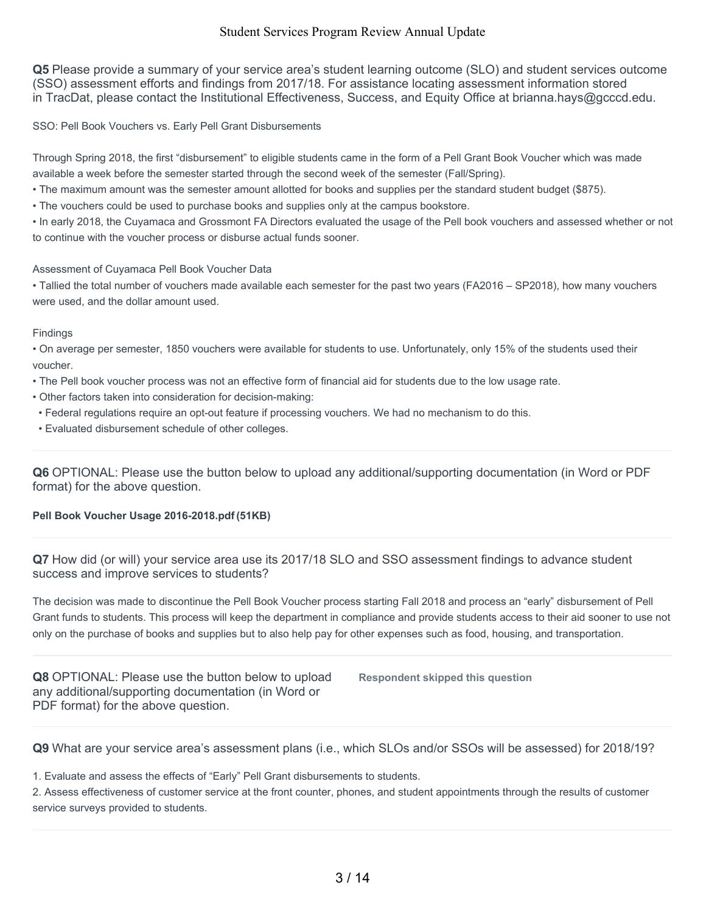**Q5** Please provide a summary of your service area's student learning outcome (SLO) and student services outcome (SSO) assessment efforts and findings from 2017/18. For assistance locating assessment information stored in TracDat, please contact the Institutional Effectiveness, Success, and Equity Office at brianna.hays@gcccd.edu.

SSO: Pell Book Vouchers vs. Early Pell Grant Disbursements

Through Spring 2018, the first "disbursement" to eligible students came in the form of a Pell Grant Book Voucher which was made available a week before the semester started through the second week of the semester (Fall/Spring).

- The maximum amount was the semester amount allotted for books and supplies per the standard student budget ($875).
- The vouchers could be used to purchase books and supplies only at the campus bookstore.
- In early 2018, the Cuyamaca and Grossmont FA Directors evaluated the usage of the Pell book vouchers and assessed whether or not to continue with the voucher process or disburse actual funds sooner.

Assessment of Cuyamaca Pell Book Voucher Data

- Tallied the total number of vouchers made available each semester for the past two years (FA2016 – SP2018), how many vouchers were used, and the dollar amount used.

Findings

- On average per semester, 1850 vouchers were available for students to use. Unfortunately, only 15% of the students used their voucher.
- The Pell book voucher process was not an effective form of financial aid for students due to the low usage rate.
- Other factors taken into consideration for decision-making:
  - Federal regulations require an opt-out feature if processing vouchers. We had no mechanism to do this.
  - Evaluated disbursement schedule of other colleges.

**Q6** OPTIONAL: Please use the button below to upload any additional/supporting documentation (in Word or PDF format) for the above question.

**Pell Book Voucher Usage 2016-2018.pdf (51KB)**

**Q7** How did (or will) your service area use its 2017/18 SLO and SSO assessment findings to advance student success and improve services to students?

The decision was made to discontinue the Pell Book Voucher process starting Fall 2018 and process an "early" disbursement of Pell Grant funds to students. This process will keep the department in compliance and provide students access to their aid sooner to use not only on the purchase of books and supplies but to also help pay for other expenses such as food, housing, and transportation.

**Q8** OPTIONAL: Please use the button below to upload any additional/supporting documentation (in Word or PDF format) for the above question.

**Respondent skipped this question**

**Q9** What are your service area's assessment plans (i.e., which SLOs and/or SSOs will be assessed) for 2018/19?

1. Evaluate and assess the effects of "Early" Pell Grant disbursements to students.
2. Assess effectiveness of customer service at the front counter, phones, and student appointments through the results of customer service surveys provided to students.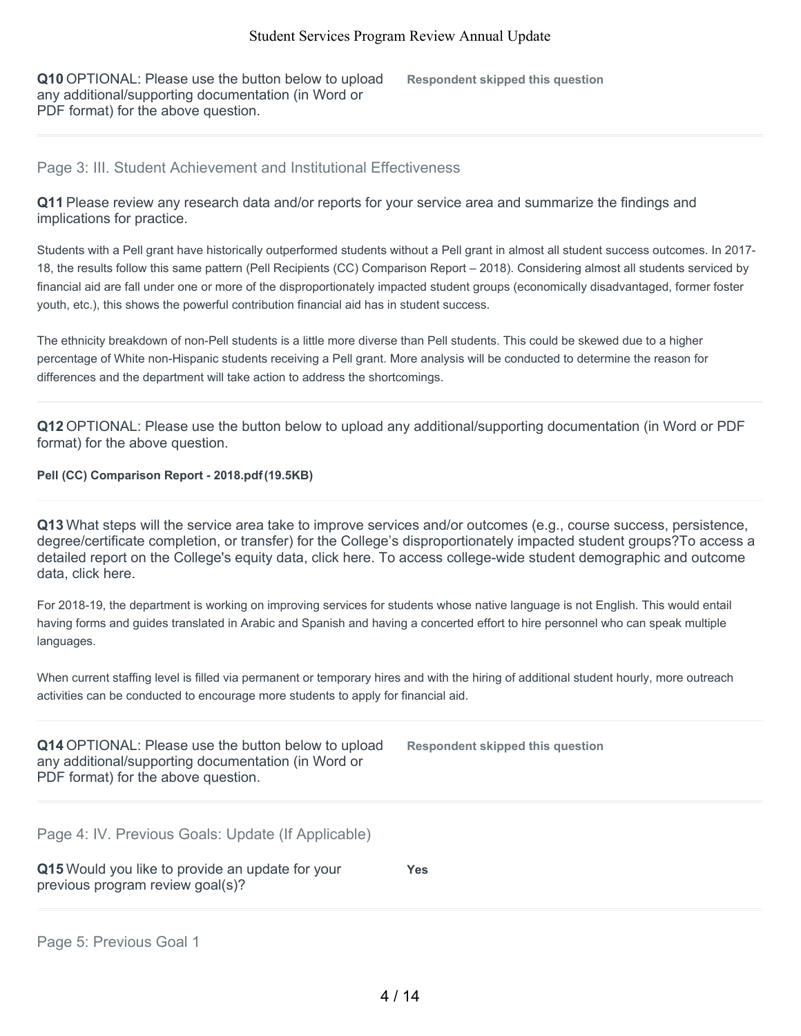**Q10** OPTIONAL: Please use the button below to upload any additional/supporting documentation (in Word or PDF format) for the above question.

**Respondent skipped this question**

## Page 3: III. Student Achievement and Institutional Effectiveness

**Q11** Please review any research data and/or reports for your service area and summarize the findings and implications for practice.

Students with a Pell grant have historically outperformed students without a Pell grant in almost all student success outcomes. In 2017-18, the results follow this same pattern (Pell Recipients (CC) Comparison Report – 2018). Considering almost all students serviced by financial aid are fall under one or more of the disproportionately impacted student groups (economically disadvantaged, former foster youth, etc.), this shows the powerful contribution financial aid has in student success.

The ethnicity breakdown of non-Pell students is a little more diverse than Pell students. This could be skewed due to a higher percentage of White non-Hispanic students receiving a Pell grant. More analysis will be conducted to determine the reason for differences and the department will take action to address the shortcomings.

**Q12** OPTIONAL: Please use the button below to upload any additional/supporting documentation (in Word or PDF format) for the above question.

**Pell (CC) Comparison Report - 2018.pdf (19.5KB)**

**Q13** What steps will the service area take to improve services and/or outcomes (e.g., course success, persistence, degree/certificate completion, or transfer) for the College's disproportionately impacted student groups?To access a detailed report on the College's equity data, click here. To access college-wide student demographic and outcome data, click here.

For 2018-19, the department is working on improving services for students whose native language is not English. This would entail having forms and guides translated in Arabic and Spanish and having a concerted effort to hire personnel who can speak multiple languages.

When current staffing level is filled via permanent or temporary hires and with the hiring of additional student hourly, more outreach activities can be conducted to encourage more students to apply for financial aid.

**Q14** OPTIONAL: Please use the button below to upload any additional/supporting documentation (in Word or PDF format) for the above question.

**Respondent skipped this question**

## Page 4: IV. Previous Goals: Update (If Applicable)

**Q15** Would you like to provide an update for your previous program review goal(s)?

**Yes**

## Page 5: Previous Goal 1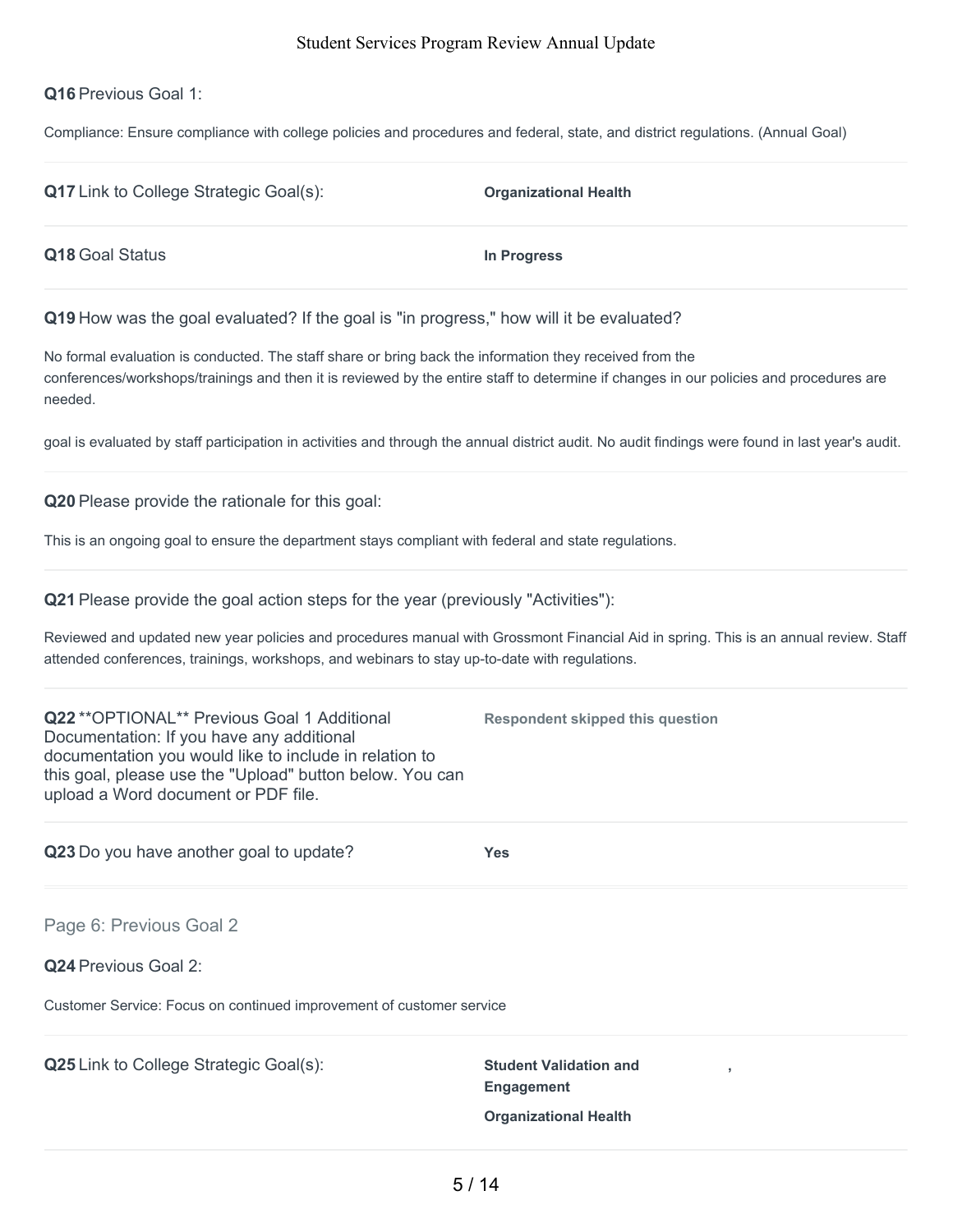**Q16** Previous Goal 1:

Compliance: Ensure compliance with college policies and procedures and federal, state, and district regulations. (Annual Goal)

**Q17** Link to College Strategic Goal(s): **Organizational Health**

**Q18** Goal Status **In Progress**

**Q19** How was the goal evaluated? If the goal is "in progress," how will it be evaluated?

No formal evaluation is conducted. The staff share or bring back the information they received from the conferences/workshops/trainings and then it is reviewed by the entire staff to determine if changes in our policies and procedures are needed.

goal is evaluated by staff participation in activities and through the annual district audit. No audit findings were found in last year's audit.

**Q20** Please provide the rationale for this goal:

This is an ongoing goal to ensure the department stays compliant with federal and state regulations.

**Q21** Please provide the goal action steps for the year (previously "Activities"):

Reviewed and updated new year policies and procedures manual with Grossmont Financial Aid in spring. This is an annual review. Staff attended conferences, trainings, workshops, and webinars to stay up-to-date with regulations.

**Q22** **OPTIONAL** Previous Goal 1 Additional Documentation: If you have any additional documentation you would like to include in relation to this goal, please use the "Upload" button below. You can upload a Word document or PDF file. **Respondent skipped this question**

**Q23** Do you have another goal to update? **Yes**

## Page 6: Previous Goal 2

**Q24** Previous Goal 2:

Customer Service: Focus on continued improvement of customer service

**Q25** Link to College Strategic Goal(s): **Student Validation and Engagement**, **Organizational Health**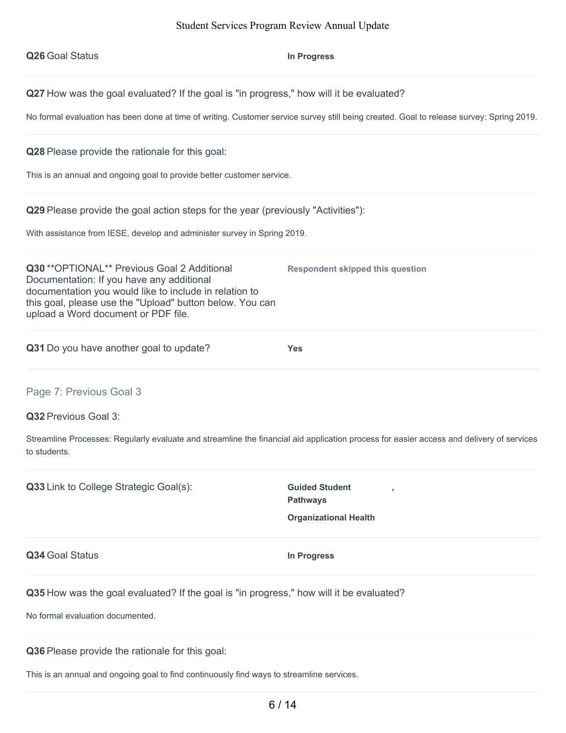**Q26** Goal Status

**In Progress**

---

**Q27** How was the goal evaluated? If the goal is "in progress," how will it be evaluated?

No formal evaluation has been done at time of writing. Customer service survey still being created. Goal to release survey: Spring 2019.

---

**Q28** Please provide the rationale for this goal:

This is an annual and ongoing goal to provide better customer service.

---

**Q29** Please provide the goal action steps for the year (previously "Activities"):

With assistance from IESE, develop and administer survey in Spring 2019.

---

**Q30** **OPTIONAL** Previous Goal 2 Additional Documentation: If you have any additional documentation you would like to include in relation to this goal, please use the "Upload" button below. You can upload a Word document or PDF file.

**Respondent skipped this question**

---

**Q31** Do you have another goal to update?

**Yes**

---

## Page 7: Previous Goal 3

**Q32** Previous Goal 3:

Streamline Processes: Regularly evaluate and streamline the financial aid application process for easier access and delivery of services to students.

---

**Q33** Link to College Strategic Goal(s):

**Guided Student Pathways** ,

**Organizational Health**

---

**Q34** Goal Status

**In Progress**

---

**Q35** How was the goal evaluated? If the goal is "in progress," how will it be evaluated?

No formal evaluation documented.

---

**Q36** Please provide the rationale for this goal:

This is an annual and ongoing goal to find continuously find ways to streamline services.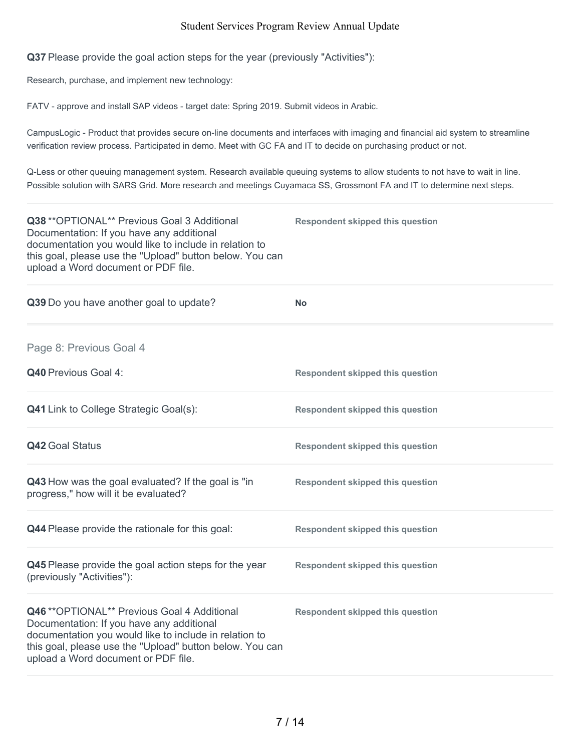**Q37** Please provide the goal action steps for the year (previously "Activities"):

Research, purchase, and implement new technology:

FATV - approve and install SAP videos - target date: Spring 2019. Submit videos in Arabic.

CampusLogic - Product that provides secure on-line documents and interfaces with imaging and financial aid system to streamline verification review process. Participated in demo. Meet with GC FA and IT to decide on purchasing product or not.

Q-Less or other queuing management system. Research available queuing systems to allow students to not have to wait in line. Possible solution with SARS Grid. More research and meetings Cuyamaca SS, Grossmont FA and IT to determine next steps.

---

**Q38** **OPTIONAL** Previous Goal 3 Additional Documentation: If you have any additional documentation you would like to include in relation to this goal, please use the "Upload" button below. You can upload a Word document or PDF file.

**Respondent skipped this question**

---

**Q39** Do you have another goal to update?

**No**

---

## Page 8: Previous Goal 4

**Q40** Previous Goal 4:

**Respondent skipped this question**

---

**Q41** Link to College Strategic Goal(s):

**Respondent skipped this question**

---

**Q42** Goal Status

**Respondent skipped this question**

---

**Q43** How was the goal evaluated? If the goal is "in progress," how will it be evaluated?

**Respondent skipped this question**

---

**Q44** Please provide the rationale for this goal:

**Respondent skipped this question**

---

**Q45** Please provide the goal action steps for the year (previously "Activities"):

**Respondent skipped this question**

---

**Q46** **OPTIONAL** Previous Goal 4 Additional Documentation: If you have any additional documentation you would like to include in relation to this goal, please use the "Upload" button below. You can upload a Word document or PDF file.

**Respondent skipped this question**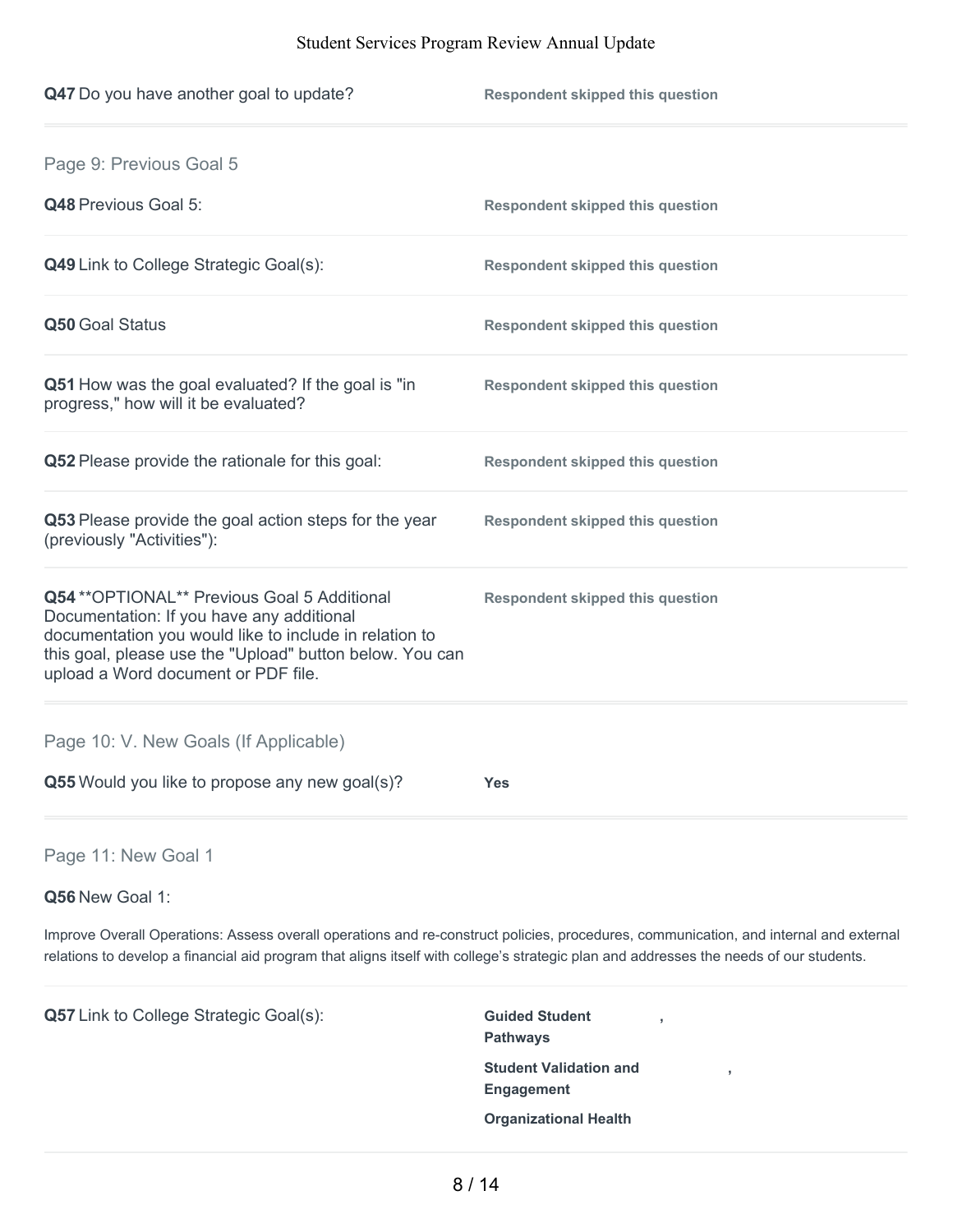**Q47** Do you have another goal to update? — **Respondent skipped this question**

## Page 9: Previous Goal 5

**Q48** Previous Goal 5: — **Respondent skipped this question**

**Q49** Link to College Strategic Goal(s): — **Respondent skipped this question**

**Q50** Goal Status — **Respondent skipped this question**

**Q51** How was the goal evaluated? If the goal is "in progress," how will it be evaluated? — **Respondent skipped this question**

**Q52** Please provide the rationale for this goal: — **Respondent skipped this question**

**Q53** Please provide the goal action steps for the year (previously "Activities"): — **Respondent skipped this question**

**Q54** **OPTIONAL** Previous Goal 5 Additional Documentation: If you have any additional documentation you would like to include in relation to this goal, please use the "Upload" button below. You can upload a Word document or PDF file. — **Respondent skipped this question**

## Page 10: V. New Goals (If Applicable)

**Q55** Would you like to propose any new goal(s)? — **Yes**

## Page 11: New Goal 1

**Q56** New Goal 1:

Improve Overall Operations: Assess overall operations and re-construct policies, procedures, communication, and internal and external relations to develop a financial aid program that aligns itself with college's strategic plan and addresses the needs of our students.

**Q57** Link to College Strategic Goal(s):

**Guided Student Pathways**,
**Student Validation and Engagement**,
**Organizational Health**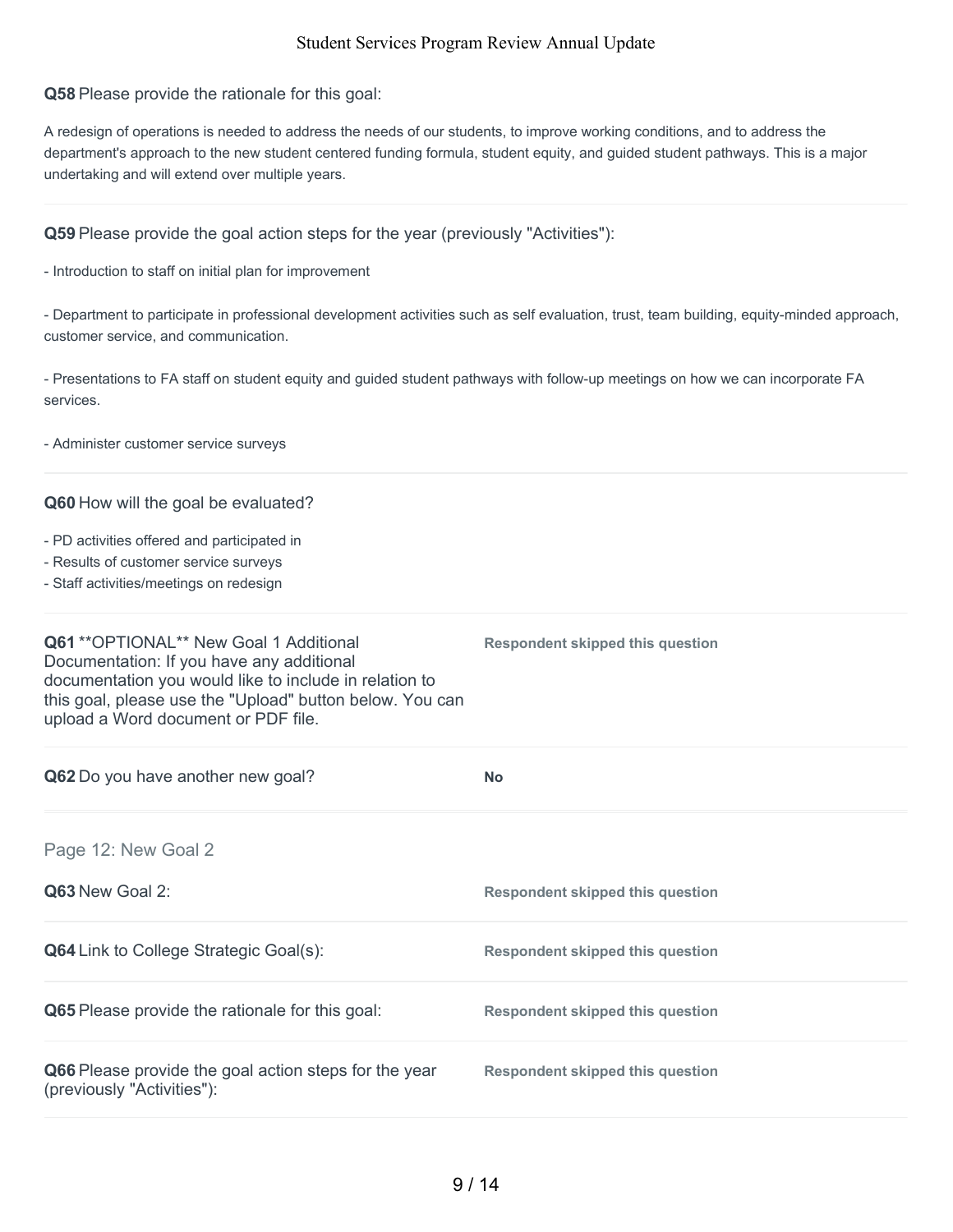**Q58** Please provide the rationale for this goal:

A redesign of operations is needed to address the needs of our students, to improve working conditions, and to address the department's approach to the new student centered funding formula, student equity, and guided student pathways. This is a major undertaking and will extend over multiple years.

**Q59** Please provide the goal action steps for the year (previously "Activities"):

- Introduction to staff on initial plan for improvement

- Department to participate in professional development activities such as self evaluation, trust, team building, equity-minded approach, customer service, and communication.

- Presentations to FA staff on student equity and guided student pathways with follow-up meetings on how we can incorporate FA services.

- Administer customer service surveys

**Q60** How will the goal be evaluated?

- PD activities offered and participated in
- Results of customer service surveys
- Staff activities/meetings on redesign

**Q61** **OPTIONAL** New Goal 1 Additional Documentation: If you have any additional documentation you would like to include in relation to this goal, please use the "Upload" button below. You can upload a Word document or PDF file.

**Respondent skipped this question**

**Q62** Do you have another new goal?

**No**

## Page 12: New Goal 2

**Q63** New Goal 2:

**Respondent skipped this question**

**Q64** Link to College Strategic Goal(s):

**Respondent skipped this question**

**Q65** Please provide the rationale for this goal:

**Respondent skipped this question**

**Q66** Please provide the goal action steps for the year (previously "Activities"):

**Respondent skipped this question**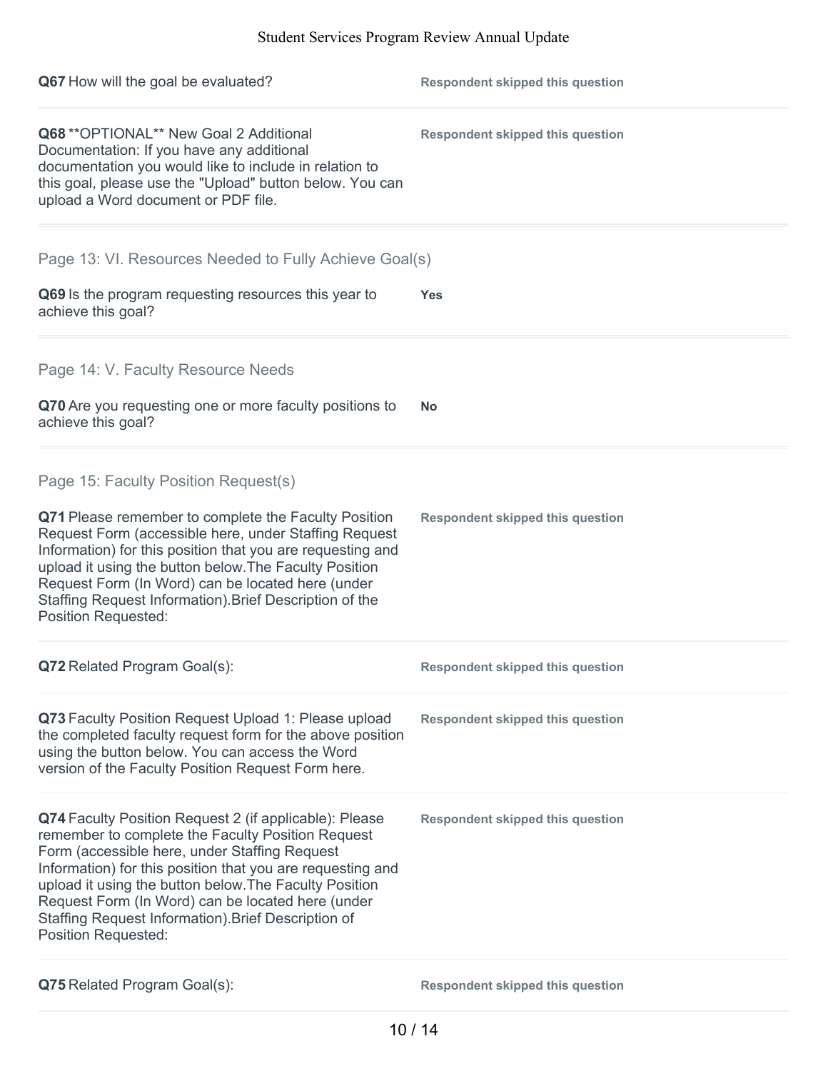**Q67** How will the goal be evaluated?

Respondent skipped this question

**Q68** **OPTIONAL** New Goal 2 Additional Documentation: If you have any additional documentation you would like to include in relation to this goal, please use the "Upload" button below. You can upload a Word document or PDF file.

Respondent skipped this question

## Page 13: VI. Resources Needed to Fully Achieve Goal(s)

**Q69** Is the program requesting resources this year to achieve this goal?

**Yes**

## Page 14: V. Faculty Resource Needs

**Q70** Are you requesting one or more faculty positions to achieve this goal?

**No**

## Page 15: Faculty Position Request(s)

**Q71** Please remember to complete the Faculty Position Request Form (accessible here, under Staffing Request Information) for this position that you are requesting and upload it using the button below.The Faculty Position Request Form (In Word) can be located here (under Staffing Request Information).Brief Description of the Position Requested:

Respondent skipped this question

**Q72** Related Program Goal(s):

Respondent skipped this question

**Q73** Faculty Position Request Upload 1: Please upload the completed faculty request form for the above position using the button below. You can access the Word version of the Faculty Position Request Form here.

Respondent skipped this question

**Q74** Faculty Position Request 2 (if applicable): Please remember to complete the Faculty Position Request Form (accessible here, under Staffing Request Information) for this position that you are requesting and upload it using the button below.The Faculty Position Request Form (In Word) can be located here (under Staffing Request Information).Brief Description of Position Requested:

Respondent skipped this question

**Q75** Related Program Goal(s):

Respondent skipped this question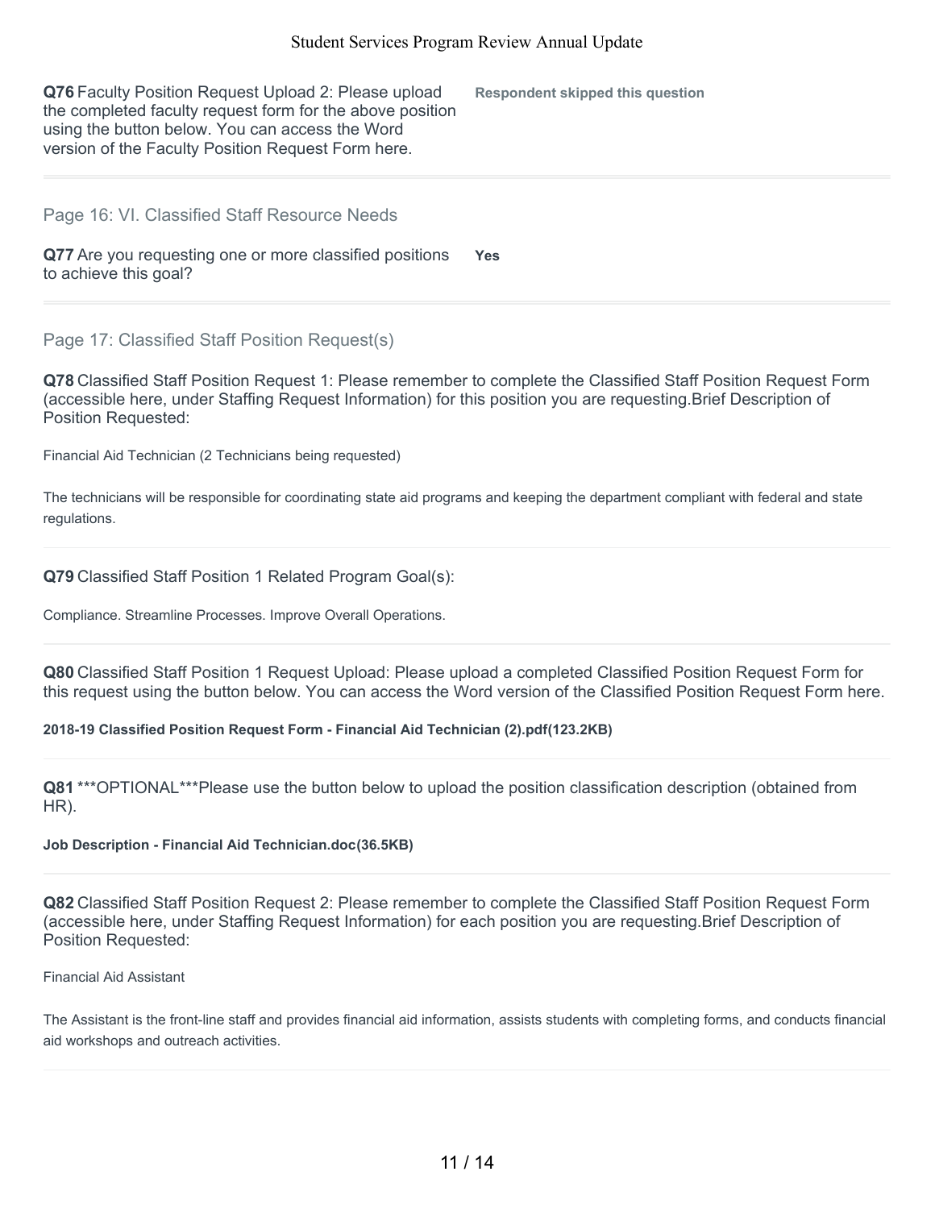**Q76** Faculty Position Request Upload 2: Please upload the completed faculty request form for the above position using the button below. You can access the Word version of the Faculty Position Request Form here.

**Respondent skipped this question**

## Page 16: VI. Classified Staff Resource Needs

**Q77** Are you requesting one or more classified positions to achieve this goal?

**Yes**

## Page 17: Classified Staff Position Request(s)

**Q78** Classified Staff Position Request 1: Please remember to complete the Classified Staff Position Request Form (accessible here, under Staffing Request Information) for this position you are requesting.Brief Description of Position Requested:

Financial Aid Technician (2 Technicians being requested)

The technicians will be responsible for coordinating state aid programs and keeping the department compliant with federal and state regulations.

**Q79** Classified Staff Position 1 Related Program Goal(s):

Compliance. Streamline Processes. Improve Overall Operations.

**Q80** Classified Staff Position 1 Request Upload: Please upload a completed Classified Position Request Form for this request using the button below. You can access the Word version of the Classified Position Request Form here.

**2018-19 Classified Position Request Form - Financial Aid Technician (2).pdf(123.2KB)**

**Q81** ***OPTIONAL***Please use the button below to upload the position classification description (obtained from HR).

**Job Description - Financial Aid Technician.doc(36.5KB)**

**Q82** Classified Staff Position Request 2: Please remember to complete the Classified Staff Position Request Form (accessible here, under Staffing Request Information) for each position you are requesting.Brief Description of Position Requested:

Financial Aid Assistant

The Assistant is the front-line staff and provides financial aid information, assists students with completing forms, and conducts financial aid workshops and outreach activities.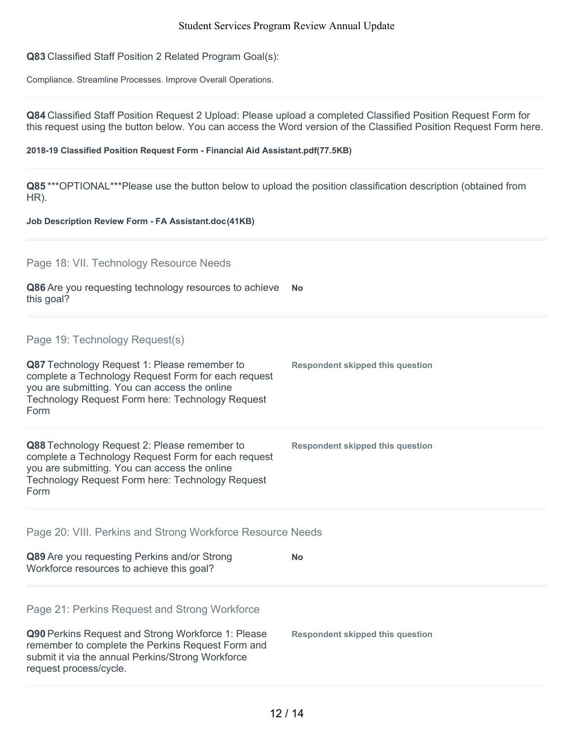**Q83** Classified Staff Position 2 Related Program Goal(s):

Compliance. Streamline Processes. Improve Overall Operations.

**Q84** Classified Staff Position Request 2 Upload: Please upload a completed Classified Position Request Form for this request using the button below. You can access the Word version of the Classified Position Request Form here.

**2018-19 Classified Position Request Form - Financial Aid Assistant.pdf(77.5KB)**

**Q85** ***OPTIONAL***Please use the button below to upload the position classification description (obtained from HR).

**Job Description Review Form - FA Assistant.doc(41KB)**

## Page 18: VII. Technology Resource Needs

**Q86** Are you requesting technology resources to achieve this goal?

**No**

## Page 19: Technology Request(s)

**Q87** Technology Request 1: Please remember to complete a Technology Request Form for each request you are submitting. You can access the online Technology Request Form here: Technology Request Form

**Respondent skipped this question**

**Q88** Technology Request 2: Please remember to complete a Technology Request Form for each request you are submitting. You can access the online Technology Request Form here: Technology Request Form

**Respondent skipped this question**

## Page 20: VIII. Perkins and Strong Workforce Resource Needs

**Q89** Are you requesting Perkins and/or Strong Workforce resources to achieve this goal?

**No**

## Page 21: Perkins Request and Strong Workforce

**Q90** Perkins Request and Strong Workforce 1: Please remember to complete the Perkins Request Form and submit it via the annual Perkins/Strong Workforce request process/cycle.

**Respondent skipped this question**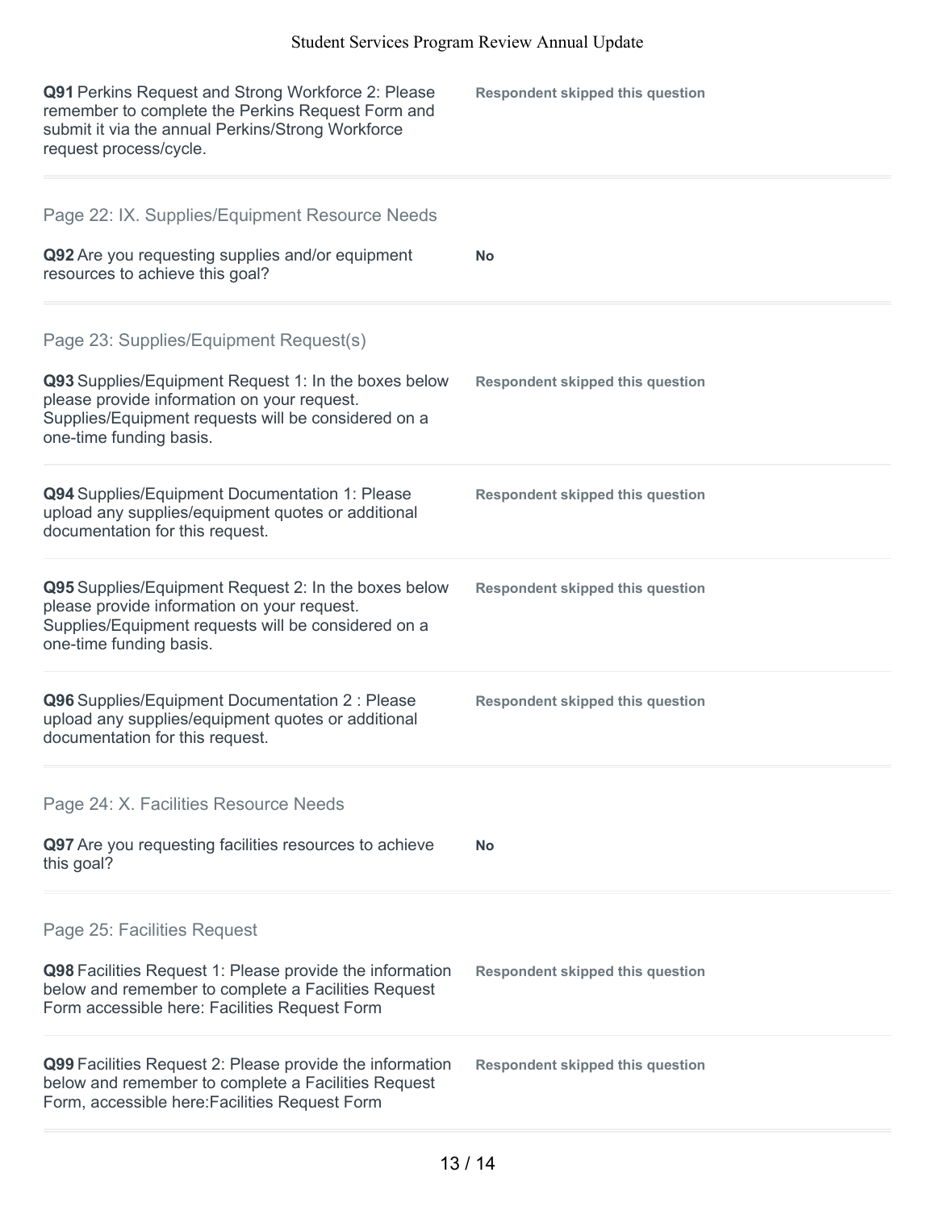**Q91** Perkins Request and Strong Workforce 2: Please remember to complete the Perkins Request Form and submit it via the annual Perkins/Strong Workforce request process/cycle.

**Respondent skipped this question**

## Page 22: IX. Supplies/Equipment Resource Needs

**Q92** Are you requesting supplies and/or equipment resources to achieve this goal?

**No**

## Page 23: Supplies/Equipment Request(s)

**Q93** Supplies/Equipment Request 1: In the boxes below please provide information on your request. Supplies/Equipment requests will be considered on a one-time funding basis.

**Respondent skipped this question**

**Q94** Supplies/Equipment Documentation 1: Please upload any supplies/equipment quotes or additional documentation for this request.

**Respondent skipped this question**

**Q95** Supplies/Equipment Request 2: In the boxes below please provide information on your request. Supplies/Equipment requests will be considered on a one-time funding basis.

**Respondent skipped this question**

**Q96** Supplies/Equipment Documentation 2 : Please upload any supplies/equipment quotes or additional documentation for this request.

**Respondent skipped this question**

## Page 24: X. Facilities Resource Needs

**Q97** Are you requesting facilities resources to achieve this goal?

**No**

## Page 25: Facilities Request

**Q98** Facilities Request 1: Please provide the information below and remember to complete a Facilities Request Form accessible here: Facilities Request Form

**Respondent skipped this question**

**Q99** Facilities Request 2: Please provide the information below and remember to complete a Facilities Request Form, accessible here:Facilities Request Form

**Respondent skipped this question**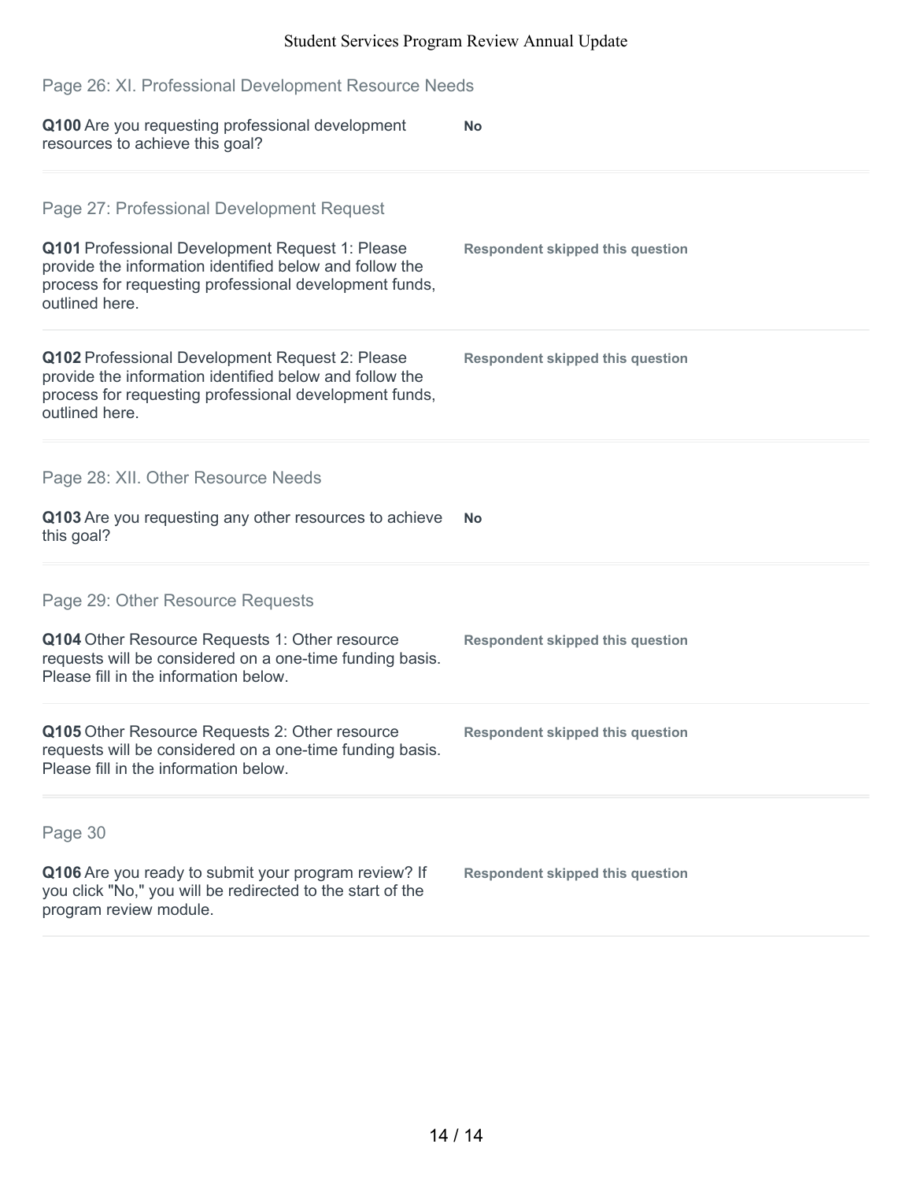## Page 26: XI. Professional Development Resource Needs

**Q100** Are you requesting professional development resources to achieve this goal?

**No**

## Page 27: Professional Development Request

**Q101** Professional Development Request 1: Please provide the information identified below and follow the process for requesting professional development funds, outlined here.

**Respondent skipped this question**

**Q102** Professional Development Request 2: Please provide the information identified below and follow the process for requesting professional development funds, outlined here.

**Respondent skipped this question**

## Page 28: XII. Other Resource Needs

**Q103** Are you requesting any other resources to achieve this goal?

**No**

## Page 29: Other Resource Requests

**Q104** Other Resource Requests 1: Other resource requests will be considered on a one-time funding basis. Please fill in the information below.

**Respondent skipped this question**

**Q105** Other Resource Requests 2: Other resource requests will be considered on a one-time funding basis. Please fill in the information below.

**Respondent skipped this question**

## Page 30

**Q106** Are you ready to submit your program review? If you click "No," you will be redirected to the start of the program review module.

**Respondent skipped this question**